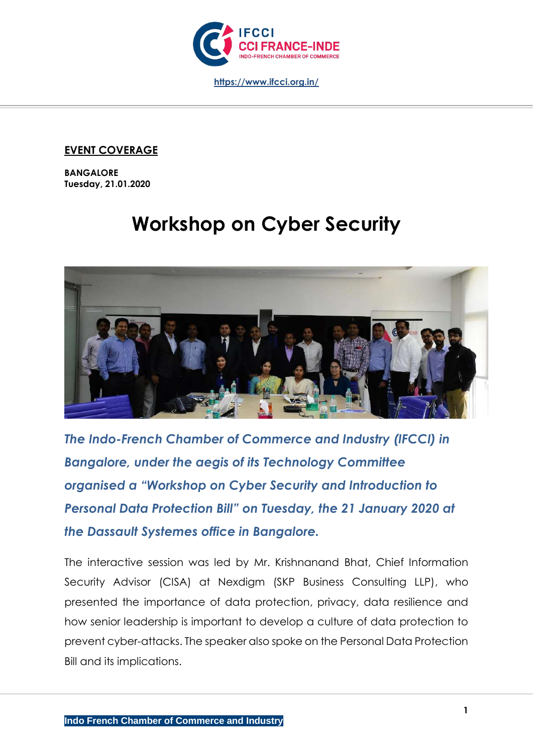https://www.ifcci.org.in/

**EVENT COVERAGE**

**BANGALORE**
**Tuesday, 21.01.2020**

# Workshop on Cyber Security

***The Indo-French Chamber of Commerce and Industry (IFCCI) in Bangalore, under the aegis of its Technology Committee organised a "Workshop on Cyber Security and Introduction to Personal Data Protection Bill" on Tuesday, the 21 January 2020 at the Dassault Systemes office in Bangalore.***

The interactive session was led by Mr. Krishnanand Bhat, Chief Information Security Advisor (CISA) at Nexdigm (SKP Business Consulting LLP), who presented the importance of data protection, privacy, data resilience and how senior leadership is important to develop a culture of data protection to prevent cyber-attacks. The speaker also spoke on the Personal Data Protection Bill and its implications.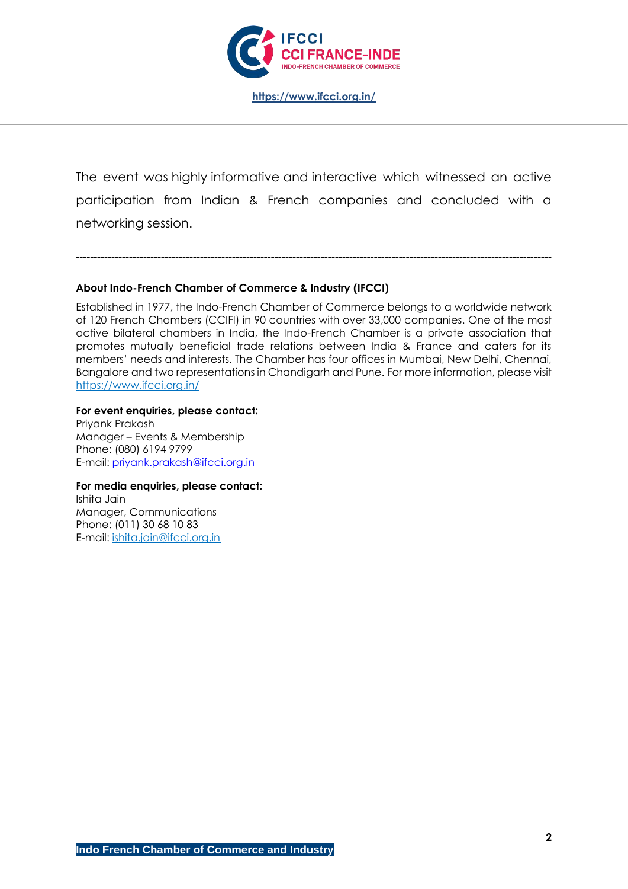The event was highly informative and interactive which witnessed an active participation from Indian & French companies and concluded with a networking session.

---

**About Indo-French Chamber of Commerce & Industry (IFCCI)**

Established in 1977, the Indo-French Chamber of Commerce belongs to a worldwide network of 120 French Chambers (CCIFI) in 90 countries with over 33,000 companies. One of the most active bilateral chambers in India, the Indo-French Chamber is a private association that promotes mutually beneficial trade relations between India & France and caters for its members' needs and interests. The Chamber has four offices in Mumbai, New Delhi, Chennai, Bangalore and two representations in Chandigarh and Pune. For more information, please visit https://www.ifcci.org.in/

**For event enquiries, please contact:**
Priyank Prakash
Manager – Events & Membership
Phone: (080) 6194 9799
E-mail: priyank.prakash@ifcci.org.in

**For media enquiries, please contact:**
Ishita Jain
Manager, Communications
Phone: (011) 30 68 10 83
E-mail: ishita.jain@ifcci.org.in